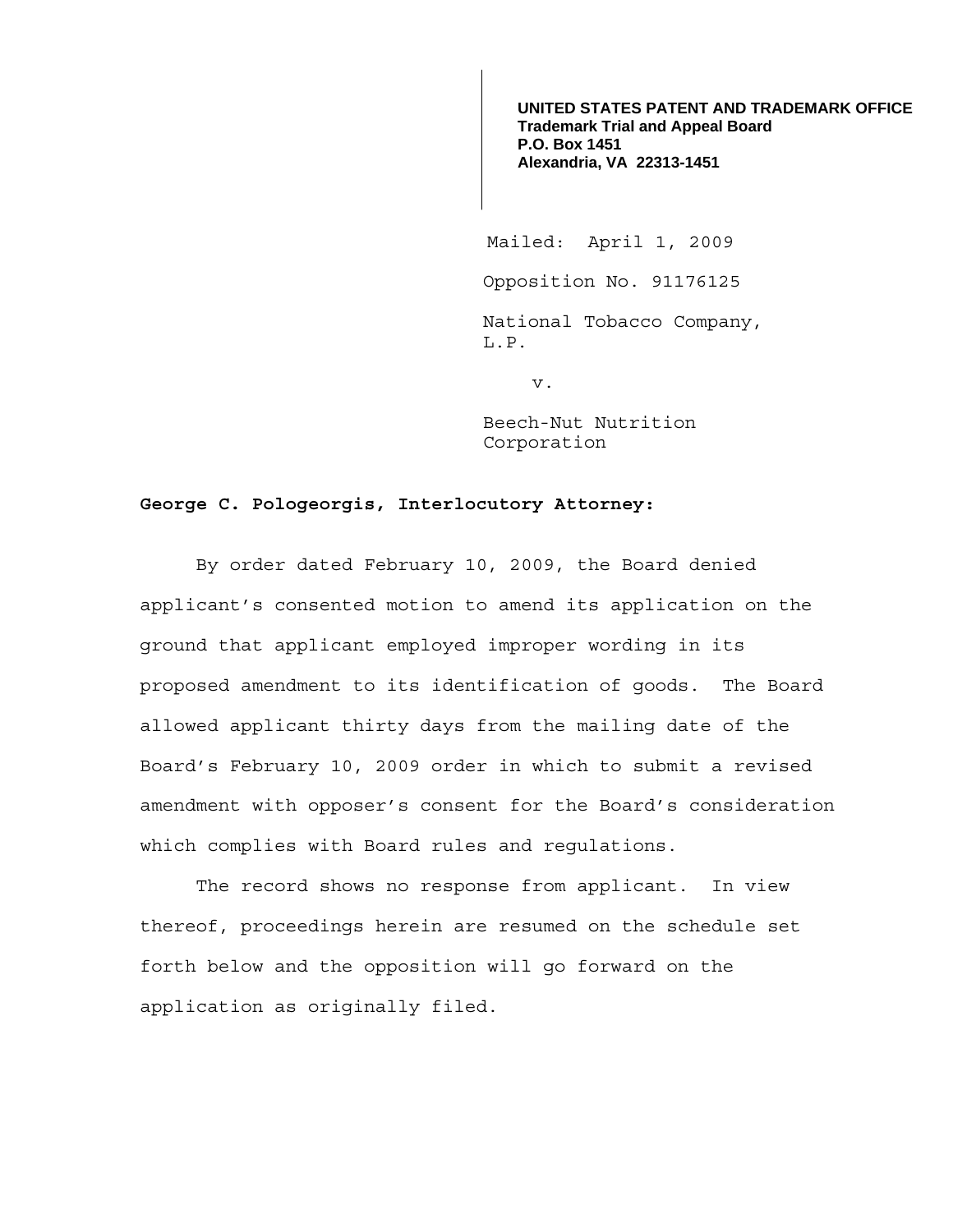**UNITED STATES PATENT AND TRADEMARK OFFICE**
**Trademark Trial and Appeal Board**
**P.O. Box 1451**
**Alexandria, VA 22313-1451**

Mailed: April 1, 2009

Opposition No. 91176125

National Tobacco Company, L.P.

v.

Beech-Nut Nutrition Corporation

**George C. Pologeorgis, Interlocutory Attorney:**

By order dated February 10, 2009, the Board denied applicant's consented motion to amend its application on the ground that applicant employed improper wording in its proposed amendment to its identification of goods. The Board allowed applicant thirty days from the mailing date of the Board's February 10, 2009 order in which to submit a revised amendment with opposer's consent for the Board's consideration which complies with Board rules and regulations.

The record shows no response from applicant. In view thereof, proceedings herein are resumed on the schedule set forth below and the opposition will go forward on the application as originally filed.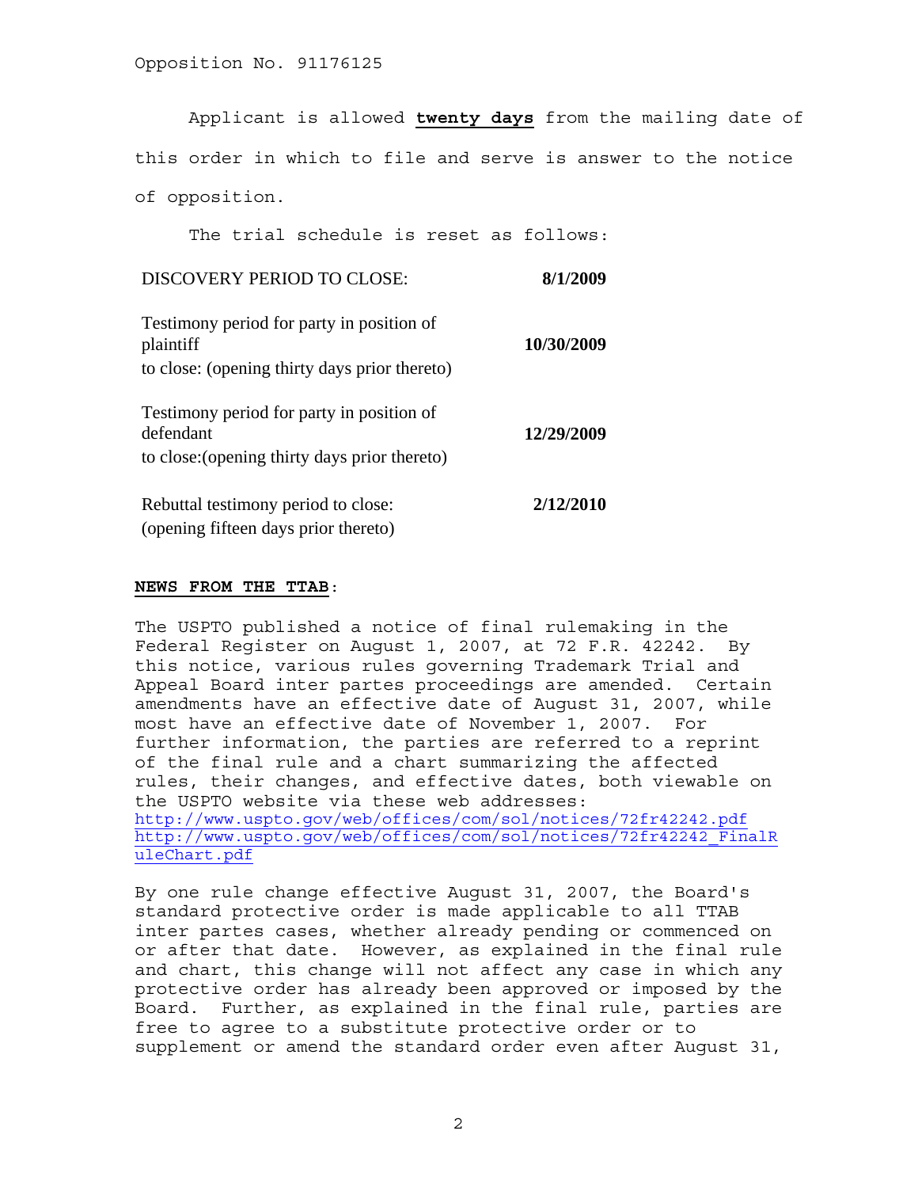Applicant is allowed **twenty days** from the mailing date of this order in which to file and serve is answer to the notice of opposition.

The trial schedule is reset as follows:

| | |
|---|---|
| DISCOVERY PERIOD TO CLOSE: | **8/1/2009** |
| Testimony period for party in position of plaintiff to close: (opening thirty days prior thereto) | **10/30/2009** |
| Testimony period for party in position of defendant to close:(opening thirty days prior thereto) | **12/29/2009** |
| Rebuttal testimony period to close: (opening fifteen days prior thereto) | **2/12/2010** |

**NEWS FROM THE TTAB**:

The USPTO published a notice of final rulemaking in the Federal Register on August 1, 2007, at 72 F.R. 42242. By this notice, various rules governing Trademark Trial and Appeal Board inter partes proceedings are amended. Certain amendments have an effective date of August 31, 2007, while most have an effective date of November 1, 2007. For further information, the parties are referred to a reprint of the final rule and a chart summarizing the affected rules, their changes, and effective dates, both viewable on the USPTO website via these web addresses:
http://www.uspto.gov/web/offices/com/sol/notices/72fr42242.pdf
http://www.uspto.gov/web/offices/com/sol/notices/72fr42242_FinalRuleChart.pdf

By one rule change effective August 31, 2007, the Board's standard protective order is made applicable to all TTAB inter partes cases, whether already pending or commenced on or after that date. However, as explained in the final rule and chart, this change will not affect any case in which any protective order has already been approved or imposed by the Board. Further, as explained in the final rule, parties are free to agree to a substitute protective order or to supplement or amend the standard order even after August 31,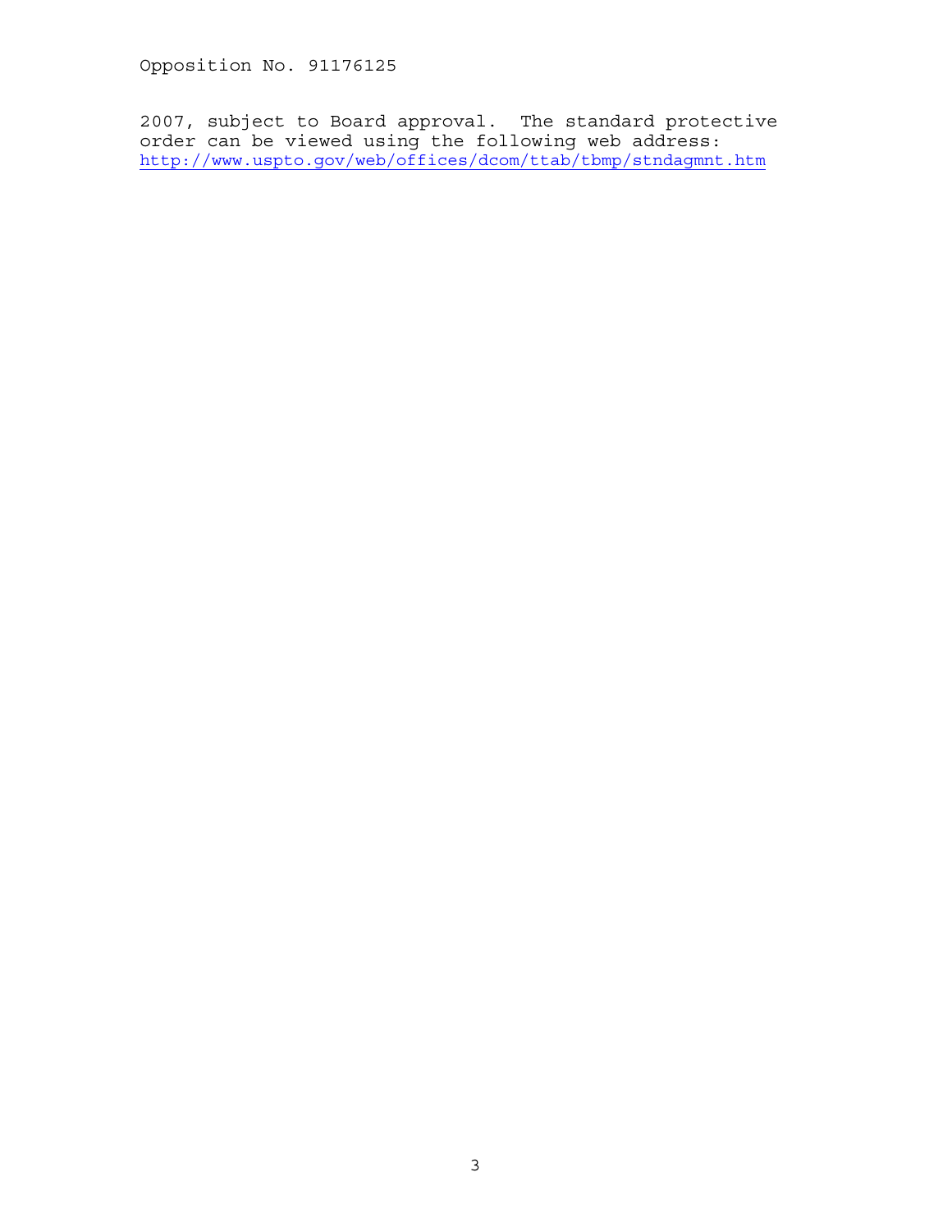2007, subject to Board approval. The standard protective order can be viewed using the following web address: http://www.uspto.gov/web/offices/dcom/ttab/tbmp/stndagmnt.htm